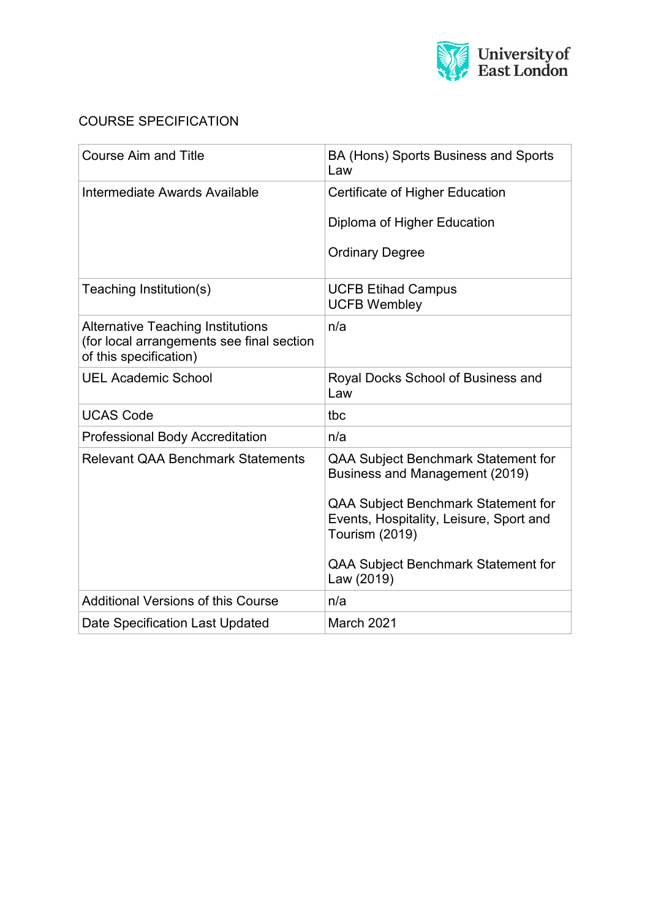# COURSE SPECIFICATION

| Course Aim and Title | BA (Hons) Sports Business and Sports Law |
|---|---|
| Intermediate Awards Available | Certificate of Higher Education<br><br>Diploma of Higher Education<br><br>Ordinary Degree |
| Teaching Institution(s) | UCFB Etihad Campus<br>UCFB Wembley |
| Alternative Teaching Institutions (for local arrangements see final section of this specification) | n/a |
| UEL Academic School | Royal Docks School of Business and Law |
| UCAS Code | tbc |
| Professional Body Accreditation | n/a |
| Relevant QAA Benchmark Statements | QAA Subject Benchmark Statement for Business and Management (2019)<br><br>QAA Subject Benchmark Statement for Events, Hospitality, Leisure, Sport and Tourism (2019)<br><br>QAA Subject Benchmark Statement for Law (2019) |
| Additional Versions of this Course | n/a |
| Date Specification Last Updated | March 2021 |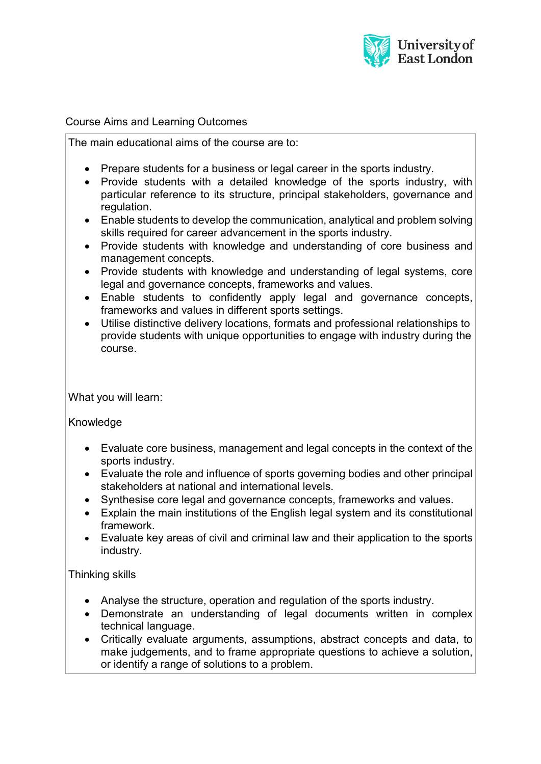## Course Aims and Learning Outcomes

The main educational aims of the course are to:

- Prepare students for a business or legal career in the sports industry.
- Provide students with a detailed knowledge of the sports industry, with particular reference to its structure, principal stakeholders, governance and regulation.
- Enable students to develop the communication, analytical and problem solving skills required for career advancement in the sports industry.
- Provide students with knowledge and understanding of core business and management concepts.
- Provide students with knowledge and understanding of legal systems, core legal and governance concepts, frameworks and values.
- Enable students to confidently apply legal and governance concepts, frameworks and values in different sports settings.
- Utilise distinctive delivery locations, formats and professional relationships to provide students with unique opportunities to engage with industry during the course.

What you will learn:

Knowledge

- Evaluate core business, management and legal concepts in the context of the sports industry.
- Evaluate the role and influence of sports governing bodies and other principal stakeholders at national and international levels.
- Synthesise core legal and governance concepts, frameworks and values.
- Explain the main institutions of the English legal system and its constitutional framework.
- Evaluate key areas of civil and criminal law and their application to the sports industry.

Thinking skills

- Analyse the structure, operation and regulation of the sports industry.
- Demonstrate an understanding of legal documents written in complex technical language.
- Critically evaluate arguments, assumptions, abstract concepts and data, to make judgements, and to frame appropriate questions to achieve a solution, or identify a range of solutions to a problem.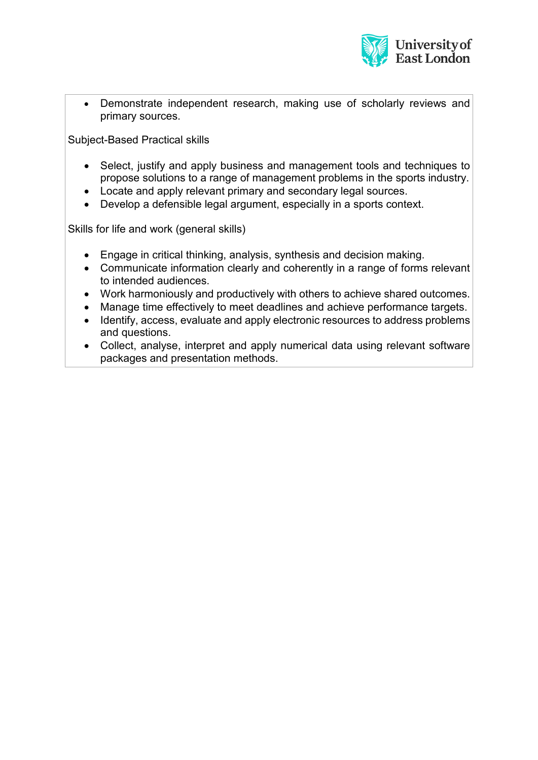- Demonstrate independent research, making use of scholarly reviews and primary sources.

Subject-Based Practical skills

- Select, justify and apply business and management tools and techniques to propose solutions to a range of management problems in the sports industry.
- Locate and apply relevant primary and secondary legal sources.
- Develop a defensible legal argument, especially in a sports context.

Skills for life and work (general skills)

- Engage in critical thinking, analysis, synthesis and decision making.
- Communicate information clearly and coherently in a range of forms relevant to intended audiences.
- Work harmoniously and productively with others to achieve shared outcomes.
- Manage time effectively to meet deadlines and achieve performance targets.
- Identify, access, evaluate and apply electronic resources to address problems and questions.
- Collect, analyse, interpret and apply numerical data using relevant software packages and presentation methods.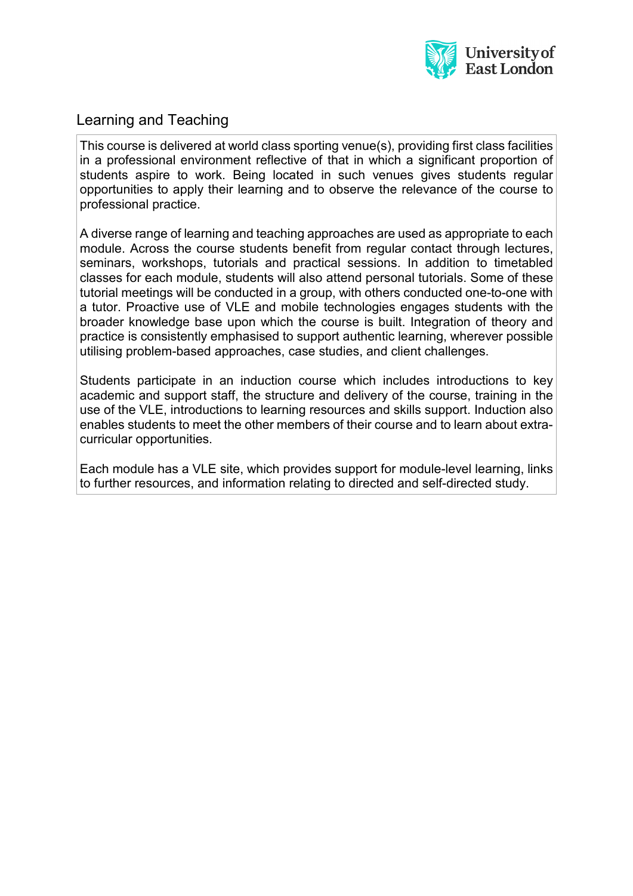## Learning and Teaching

This course is delivered at world class sporting venue(s), providing first class facilities in a professional environment reflective of that in which a significant proportion of students aspire to work. Being located in such venues gives students regular opportunities to apply their learning and to observe the relevance of the course to professional practice.

A diverse range of learning and teaching approaches are used as appropriate to each module. Across the course students benefit from regular contact through lectures, seminars, workshops, tutorials and practical sessions. In addition to timetabled classes for each module, students will also attend personal tutorials. Some of these tutorial meetings will be conducted in a group, with others conducted one-to-one with a tutor. Proactive use of VLE and mobile technologies engages students with the broader knowledge base upon which the course is built. Integration of theory and practice is consistently emphasised to support authentic learning, wherever possible utilising problem-based approaches, case studies, and client challenges.

Students participate in an induction course which includes introductions to key academic and support staff, the structure and delivery of the course, training in the use of the VLE, introductions to learning resources and skills support. Induction also enables students to meet the other members of their course and to learn about extra-curricular opportunities.

Each module has a VLE site, which provides support for module-level learning, links to further resources, and information relating to directed and self-directed study.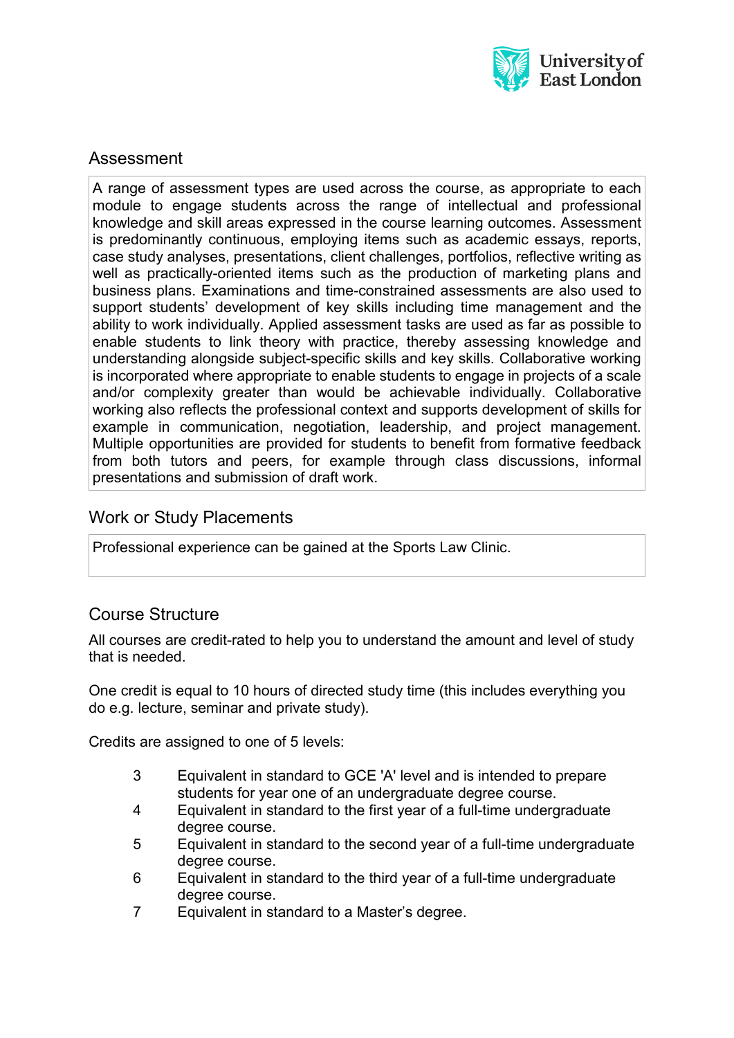## Assessment

A range of assessment types are used across the course, as appropriate to each module to engage students across the range of intellectual and professional knowledge and skill areas expressed in the course learning outcomes. Assessment is predominantly continuous, employing items such as academic essays, reports, case study analyses, presentations, client challenges, portfolios, reflective writing as well as practically-oriented items such as the production of marketing plans and business plans. Examinations and time-constrained assessments are also used to support students' development of key skills including time management and the ability to work individually. Applied assessment tasks are used as far as possible to enable students to link theory with practice, thereby assessing knowledge and understanding alongside subject-specific skills and key skills. Collaborative working is incorporated where appropriate to enable students to engage in projects of a scale and/or complexity greater than would be achievable individually. Collaborative working also reflects the professional context and supports development of skills for example in communication, negotiation, leadership, and project management. Multiple opportunities are provided for students to benefit from formative feedback from both tutors and peers, for example through class discussions, informal presentations and submission of draft work.

## Work or Study Placements

Professional experience can be gained at the Sports Law Clinic.

## Course Structure

All courses are credit-rated to help you to understand the amount and level of study that is needed.

One credit is equal to 10 hours of directed study time (this includes everything you do e.g. lecture, seminar and private study).

Credits are assigned to one of 5 levels:

- 3 Equivalent in standard to GCE 'A' level and is intended to prepare students for year one of an undergraduate degree course.
- 4 Equivalent in standard to the first year of a full-time undergraduate degree course.
- 5 Equivalent in standard to the second year of a full-time undergraduate degree course.
- 6 Equivalent in standard to the third year of a full-time undergraduate degree course.
- 7 Equivalent in standard to a Master's degree.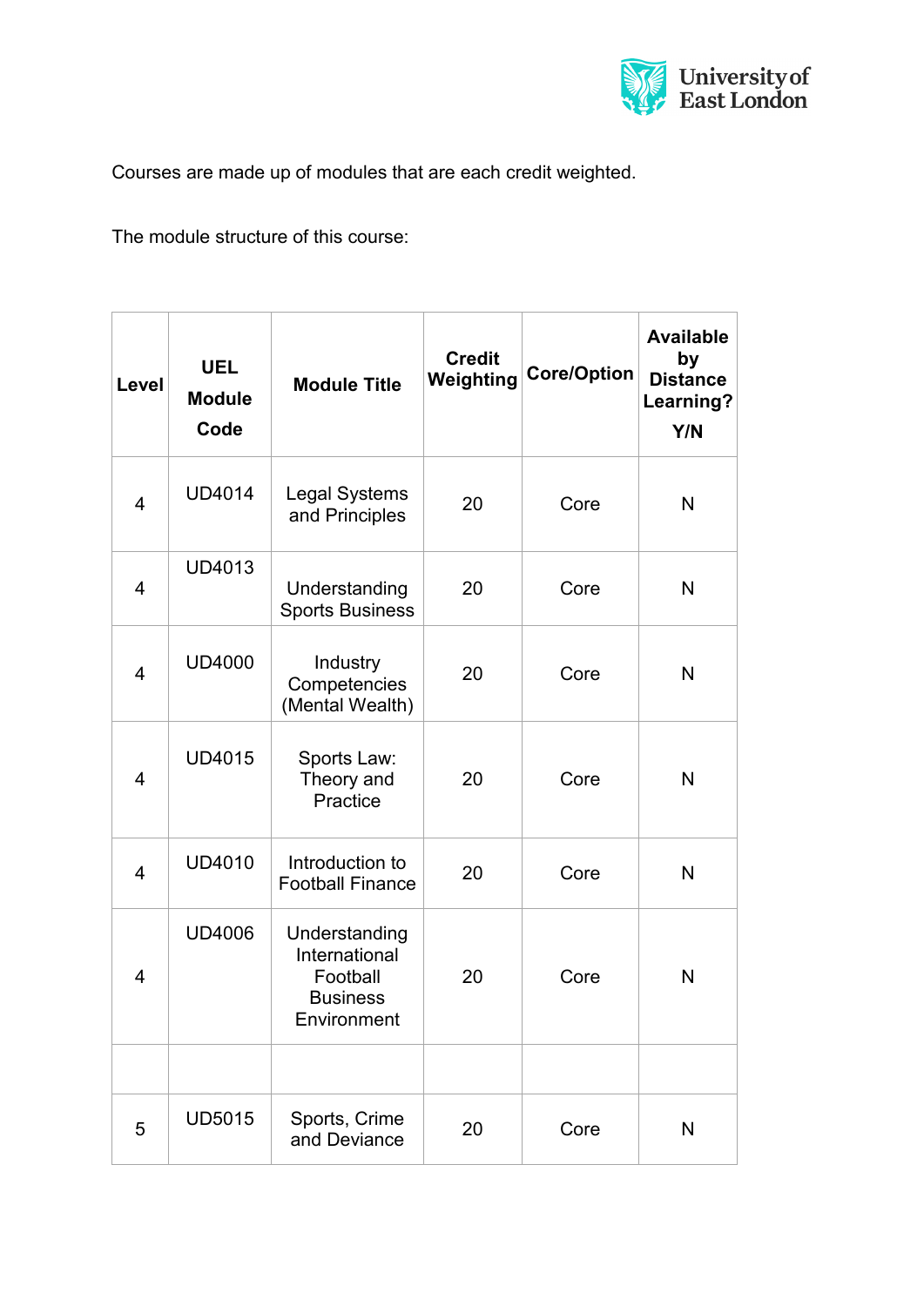Courses are made up of modules that are each credit weighted.

The module structure of this course:

| Level | UEL Module Code | Module Title | Credit Weighting | Core/Option | Available by Distance Learning? Y/N |
|---|---|---|---|---|---|
| 4 | UD4014 | Legal Systems and Principles | 20 | Core | N |
| 4 | UD4013 | Understanding Sports Business | 20 | Core | N |
| 4 | UD4000 | Industry Competencies (Mental Wealth) | 20 | Core | N |
| 4 | UD4015 | Sports Law: Theory and Practice | 20 | Core | N |
| 4 | UD4010 | Introduction to Football Finance | 20 | Core | N |
| 4 | UD4006 | Understanding International Football Business Environment | 20 | Core | N |
| | | | | | |
| 5 | UD5015 | Sports, Crime and Deviance | 20 | Core | N |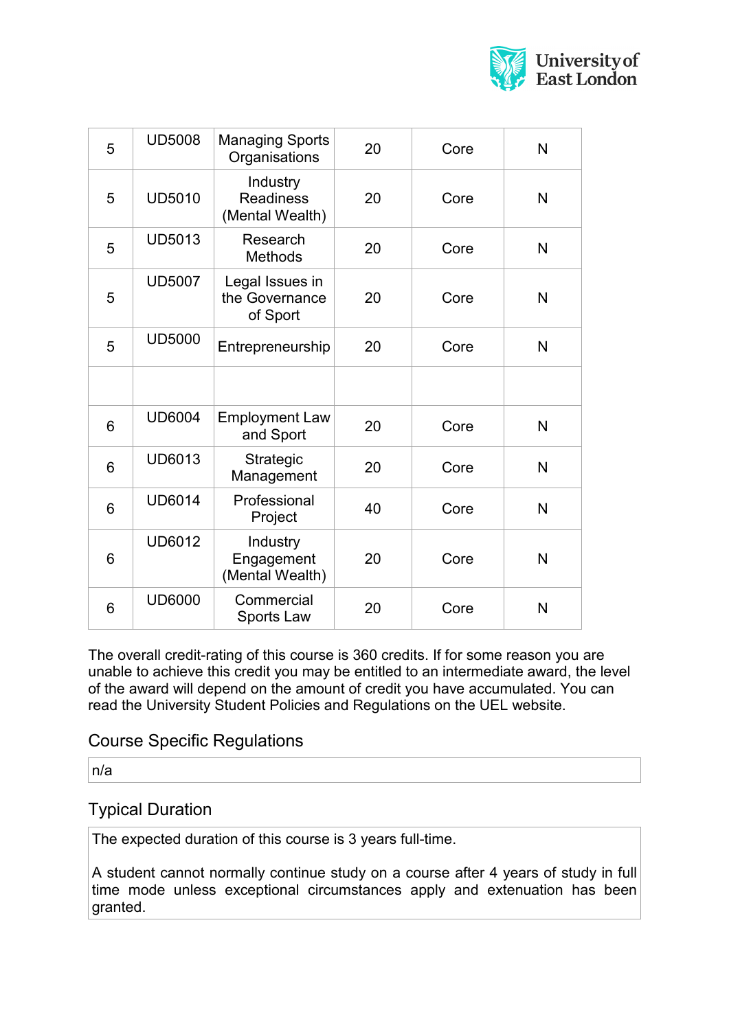| 5 | UD5008 | Managing Sports Organisations | 20 | Core | N |
|---|---|---|---|---|---|
| 5 | UD5010 | Industry Readiness (Mental Wealth) | 20 | Core | N |
| 5 | UD5013 | Research Methods | 20 | Core | N |
| 5 | UD5007 | Legal Issues in the Governance of Sport | 20 | Core | N |
| 5 | UD5000 | Entrepreneurship | 20 | Core | N |
| | | | | | |
| 6 | UD6004 | Employment Law and Sport | 20 | Core | N |
| 6 | UD6013 | Strategic Management | 20 | Core | N |
| 6 | UD6014 | Professional Project | 40 | Core | N |
| 6 | UD6012 | Industry Engagement (Mental Wealth) | 20 | Core | N |
| 6 | UD6000 | Commercial Sports Law | 20 | Core | N |

The overall credit-rating of this course is 360 credits. If for some reason you are unable to achieve this credit you may be entitled to an intermediate award, the level of the award will depend on the amount of credit you have accumulated. You can read the University Student Policies and Regulations on the UEL website.

## Course Specific Regulations

n/a

## Typical Duration

The expected duration of this course is 3 years full-time.

A student cannot normally continue study on a course after 4 years of study in full time mode unless exceptional circumstances apply and extenuation has been granted.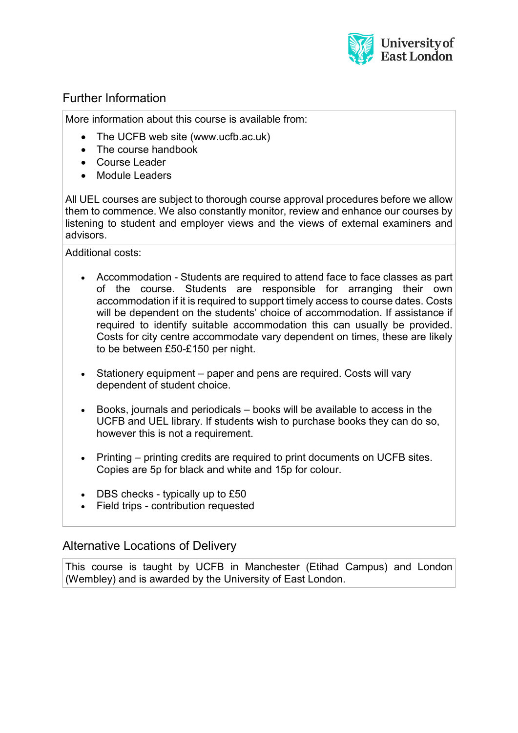## Further Information

More information about this course is available from:

- The UCFB web site (www.ucfb.ac.uk)
- The course handbook
- Course Leader
- Module Leaders

All UEL courses are subject to thorough course approval procedures before we allow them to commence. We also constantly monitor, review and enhance our courses by listening to student and employer views and the views of external examiners and advisors.

Additional costs:

- Accommodation - Students are required to attend face to face classes as part of the course. Students are responsible for arranging their own accommodation if it is required to support timely access to course dates. Costs will be dependent on the students' choice of accommodation. If assistance if required to identify suitable accommodation this can usually be provided. Costs for city centre accommodate vary dependent on times, these are likely to be between £50-£150 per night.

- Stationery equipment – paper and pens are required. Costs will vary dependent of student choice.

- Books, journals and periodicals – books will be available to access in the UCFB and UEL library. If students wish to purchase books they can do so, however this is not a requirement.

- Printing – printing credits are required to print documents on UCFB sites. Copies are 5p for black and white and 15p for colour.

- DBS checks - typically up to £50
- Field trips - contribution requested

## Alternative Locations of Delivery

This course is taught by UCFB in Manchester (Etihad Campus) and London (Wembley) and is awarded by the University of East London.